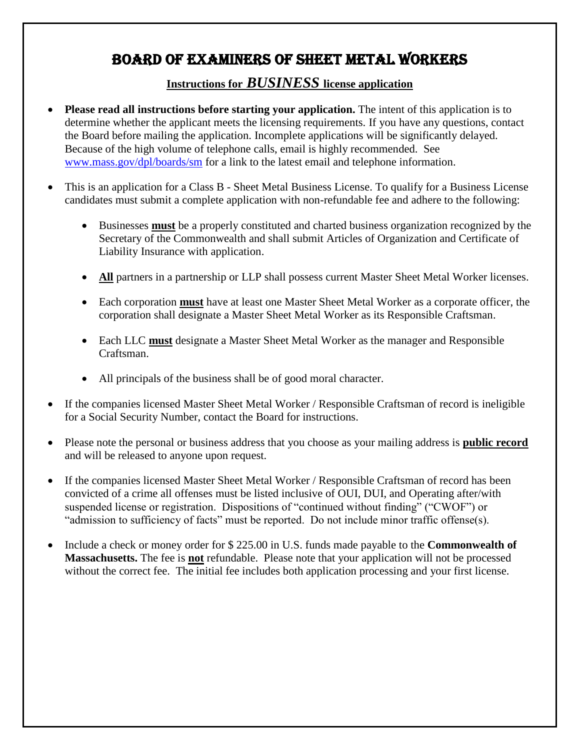# BOARD OF EXAMINERS OF SHEET METAL WORKERS

## Instructions for *BUSINESS* license application

- **Please read all instructions before starting your application.** The intent of this application is to determine whether the applicant meets the licensing requirements. If you have any questions, contact the Board before mailing the application. Incomplete applications will be significantly delayed. Because of the high volume of telephone calls, email is highly recommended. See www.mass.gov/dpl/boards/sm for a link to the latest email and telephone information.

- This is an application for a Class B - Sheet Metal Business License. To qualify for a Business License candidates must submit a complete application with non-refundable fee and adhere to the following:

  - Businesses **must** be a properly constituted and charted business organization recognized by the Secretary of the Commonwealth and shall submit Articles of Organization and Certificate of Liability Insurance with application.

  - **All** partners in a partnership or LLP shall possess current Master Sheet Metal Worker licenses.

  - Each corporation **must** have at least one Master Sheet Metal Worker as a corporate officer, the corporation shall designate a Master Sheet Metal Worker as its Responsible Craftsman.

  - Each LLC **must** designate a Master Sheet Metal Worker as the manager and Responsible Craftsman.

  - All principals of the business shall be of good moral character.

- If the companies licensed Master Sheet Metal Worker / Responsible Craftsman of record is ineligible for a Social Security Number, contact the Board for instructions.

- Please note the personal or business address that you choose as your mailing address is **public record** and will be released to anyone upon request.

- If the companies licensed Master Sheet Metal Worker / Responsible Craftsman of record has been convicted of a crime all offenses must be listed inclusive of OUI, DUI, and Operating after/with suspended license or registration. Dispositions of "continued without finding" ("CWOF") or "admission to sufficiency of facts" must be reported. Do not include minor traffic offense(s).

- Include a check or money order for $ 225.00 in U.S. funds made payable to the **Commonwealth of Massachusetts.** The fee is **not** refundable. Please note that your application will not be processed without the correct fee. The initial fee includes both application processing and your first license.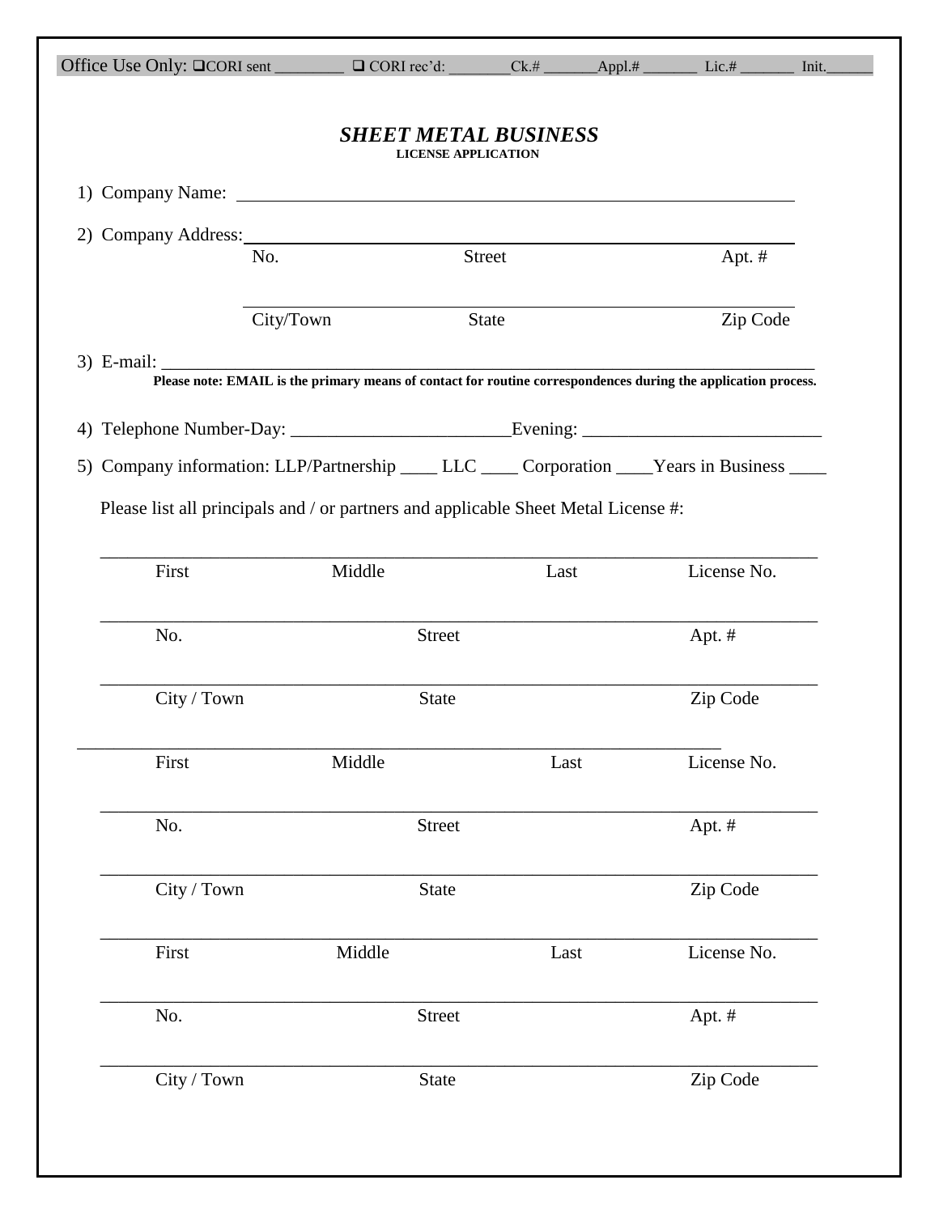Office Use Only: ❑CORI sent ________ ❑ CORI rec'd: ________Ck.# _______Appl.# _______ Lic.# _______ Init.______

# *SHEET METAL BUSINESS*

**LICENSE APPLICATION**

1) Company Name: ______________________________________________________________

2) Company Address: ____________________________________________________________

No. Street Apt. #

_______________________________________________________________

City/Town State Zip Code

3) E-mail: _______________________________________________________________________

**Please note: EMAIL is the primary means of contact for routine correspondences during the application process.**

4) Telephone Number-Day: ________________________Evening: __________________________

5) Company information: LLP/Partnership ____ LLC ____ Corporation ____Years in Business ____

Please list all principals and / or partners and applicable Sheet Metal License #:

_______________________________________________________________________

First Middle Last License No.

_______________________________________________________________________

No. Street Apt. #

_______________________________________________________________________

City / Town State Zip Code

_______________________________________________________________________

First Middle Last License No.

_______________________________________________________________________

No. Street Apt. #

_______________________________________________________________________

City / Town State Zip Code

_______________________________________________________________________

First Middle Last License No.

_______________________________________________________________________

No. Street Apt. #

_______________________________________________________________________

City / Town State Zip Code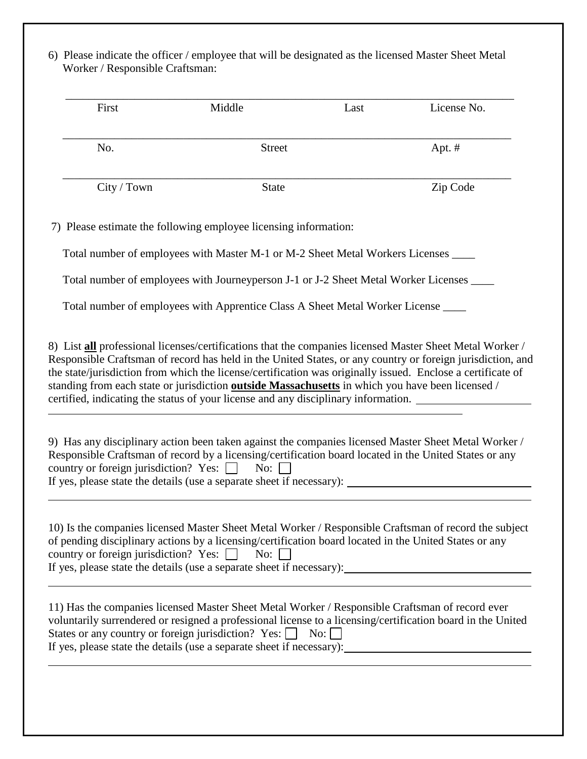6) Please indicate the officer / employee that will be designated as the licensed Master Sheet Metal Worker / Responsible Craftsman:

_______________________________________________________________________________

First | Middle | Last | License No.

_______________________________________________________________________________

No. | Street | Apt. #

_______________________________________________________________________________

City / Town | State | Zip Code

7) Please estimate the following employee licensing information:

Total number of employees with Master M-1 or M-2 Sheet Metal Workers Licenses ____

Total number of employees with Journeyperson J-1 or J-2 Sheet Metal Worker Licenses ____

Total number of employees with Apprentice Class A Sheet Metal Worker License ____

8) List **all** professional licenses/certifications that the companies licensed Master Sheet Metal Worker / Responsible Craftsman of record has held in the United States, or any country or foreign jurisdiction, and the state/jurisdiction from which the license/certification was originally issued. Enclose a certificate of standing from each state or jurisdiction **outside Massachusetts** in which you have been licensed / certified, indicating the status of your license and any disciplinary information. ____________________

_______________________________________________________________________________

9) Has any disciplinary action been taken against the companies licensed Master Sheet Metal Worker / Responsible Craftsman of record by a licensing/certification board located in the United States or any country or foreign jurisdiction? Yes: ☐ No: ☐

If yes, please state the details (use a separate sheet if necessary): ________________________________

_______________________________________________________________________________

10) Is the companies licensed Master Sheet Metal Worker / Responsible Craftsman of record the subject of pending disciplinary actions by a licensing/certification board located in the United States or any country or foreign jurisdiction? Yes: ☐ No: ☐

If yes, please state the details (use a separate sheet if necessary): ________________________________

_______________________________________________________________________________

11) Has the companies licensed Master Sheet Metal Worker / Responsible Craftsman of record ever voluntarily surrendered or resigned a professional license to a licensing/certification board in the United States or any country or foreign jurisdiction? Yes: ☐ No: ☐

If yes, please state the details (use a separate sheet if necessary): ________________________________

_______________________________________________________________________________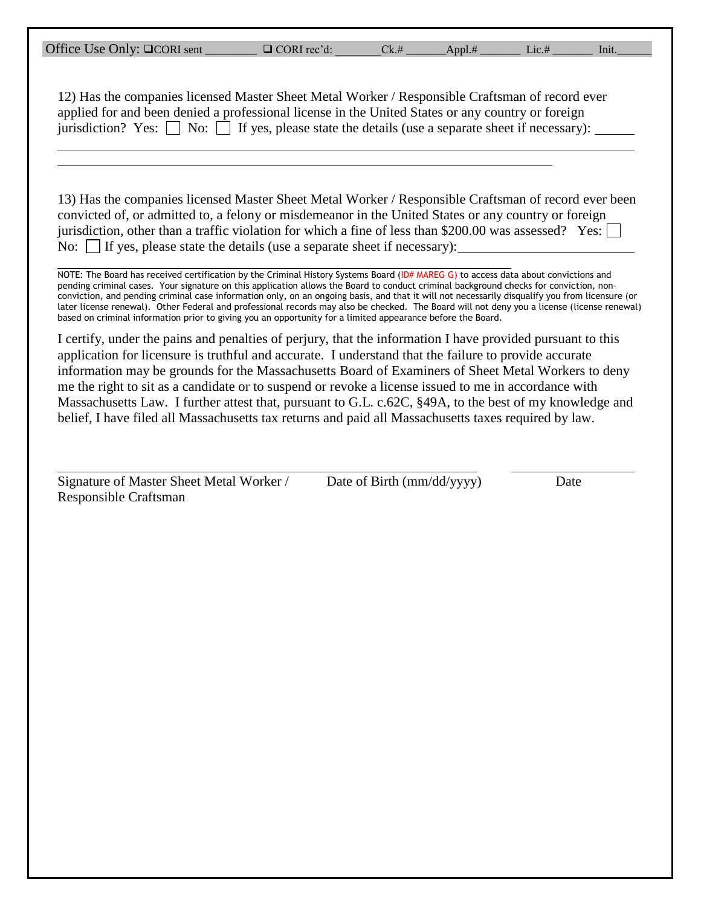Office Use Only: ❑CORI sent ________ ❑ CORI rec'd: _______Ck.# _______Appl.# _______ Lic.# _______ Init.______

12) Has the companies licensed Master Sheet Metal Worker / Responsible Craftsman of record ever applied for and been denied a professional license in the United States or any country or foreign jurisdiction? Yes: ☐ No: ☐ If yes, please state the details (use a separate sheet if necessary): ______

_______________________________________________________________________________

_______________________________________________________________________

13) Has the companies licensed Master Sheet Metal Worker / Responsible Craftsman of record ever been convicted of, or admitted to, a felony or misdemeanor in the United States or any country or foreign jurisdiction, other than a traffic violation for which a fine of less than $200.00 was assessed? Yes: ☐ No: ☐ If yes, please state the details (use a separate sheet if necessary):_____________________

_______________________________________________________________________

NOTE: The Board has received certification by the Criminal History Systems Board (ID# MAREG G) to access data about convictions and pending criminal cases. Your signature on this application allows the Board to conduct criminal background checks for conviction, non-conviction, and pending criminal case information only, on an ongoing basis, and that it will not necessarily disqualify you from licensure (or later license renewal). Other Federal and professional records may also be checked. The Board will not deny you a license (license renewal) based on criminal information prior to giving you an opportunity for a limited appearance before the Board.

I certify, under the pains and penalties of perjury, that the information I have provided pursuant to this application for licensure is truthful and accurate. I understand that the failure to provide accurate information may be grounds for the Massachusetts Board of Examiners of Sheet Metal Workers to deny me the right to sit as a candidate or to suspend or revoke a license issued to me in accordance with Massachusetts Law. I further attest that, pursuant to G.L. c.62C, §49A, to the best of my knowledge and belief, I have filed all Massachusetts tax returns and paid all Massachusetts taxes required by law.

| _________________________________ | _____________________ | _______________ |
|---|---|---|
| Signature of Master Sheet Metal Worker / Responsible Craftsman | Date of Birth (mm/dd/yyyy) | Date |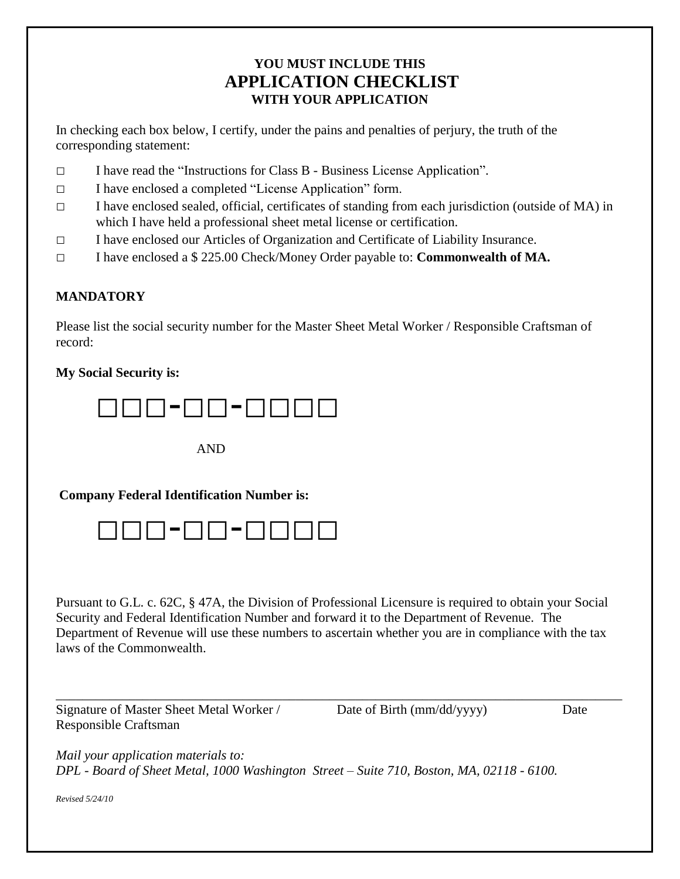# YOU MUST INCLUDE THIS
# APPLICATION CHECKLIST
# WITH YOUR APPLICATION

In checking each box below, I certify, under the pains and penalties of perjury, the truth of the corresponding statement:

- □ I have read the "Instructions for Class B - Business License Application".
- □ I have enclosed a completed "License Application" form.
- □ I have enclosed sealed, official, certificates of standing from each jurisdiction (outside of MA) in which I have held a professional sheet metal license or certification.
- □ I have enclosed our Articles of Organization and Certificate of Liability Insurance.
- □ I have enclosed a $ 225.00 Check/Money Order payable to: **Commonwealth of MA.**

## MANDATORY

Please list the social security number for the Master Sheet Metal Worker / Responsible Craftsman of record:

**My Social Security is:**

□□□-□□-□□□□

AND

**Company Federal Identification Number is:**

□□□-□□-□□□□

Pursuant to G.L. c. 62C, § 47A, the Division of Professional Licensure is required to obtain your Social Security and Federal Identification Number and forward it to the Department of Revenue. The Department of Revenue will use these numbers to ascertain whether you are in compliance with the tax laws of the Commonwealth.

______________________________________________________________________

Signature of Master Sheet Metal Worker / Responsible Craftsman    Date of Birth (mm/dd/yyyy)    Date

*Mail your application materials to:*
*DPL - Board of Sheet Metal, 1000 Washington Street – Suite 710, Boston, MA, 02118 - 6100.*

*Revised 5/24/10*